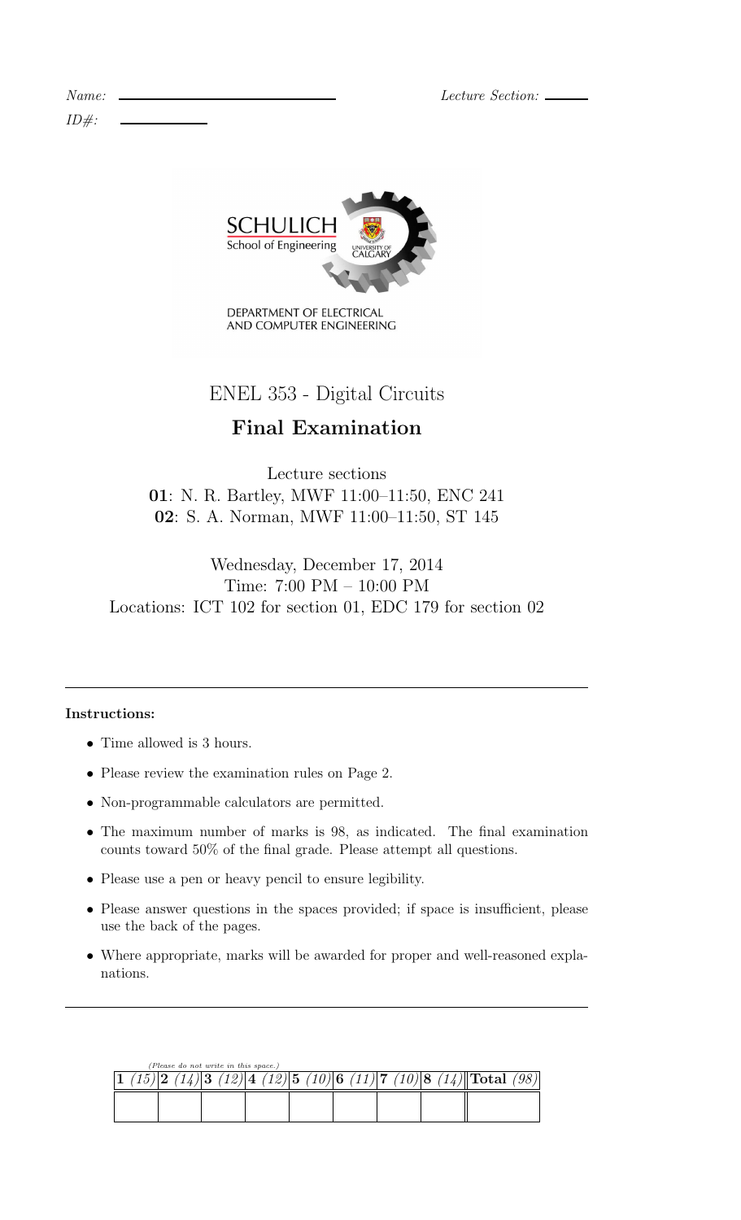*Name:* ______________________________ *Lecture Section:* ______

*ID#:* __________

SCHULICH School of Engineering

UNIVERSITY OF CALGARY

DEPARTMENT OF ELECTRICAL AND COMPUTER ENGINEERING

# ENEL 353 - Digital Circuits

## Final Examination

Lecture sections

**01**: N. R. Bartley, MWF 11:00–11:50, ENC 241

**02**: S. A. Norman, MWF 11:00–11:50, ST 145

Wednesday, December 17, 2014

Time: 7:00 PM – 10:00 PM

Locations: ICT 102 for section 01, EDC 179 for section 02

---

**Instructions:**

- Time allowed is 3 hours.
- Please review the examination rules on Page 2.
- Non-programmable calculators are permitted.
- The maximum number of marks is 98, as indicated. The final examination counts toward 50% of the final grade. Please attempt all questions.
- Please use a pen or heavy pencil to ensure legibility.
- Please answer questions in the spaces provided; if space is insufficient, please use the back of the pages.
- Where appropriate, marks will be awarded for proper and well-reasoned explanations.

---

*(Please do not write in this space.)*

| **1** *(15)* | **2** *(14)* | **3** *(12)* | **4** *(12)* | **5** *(10)* | **6** *(11)* | **7** *(10)* | **8** *(14)* | **Total** *(98)* |
|---|---|---|---|---|---|---|---|---|
| | | | | | | | | |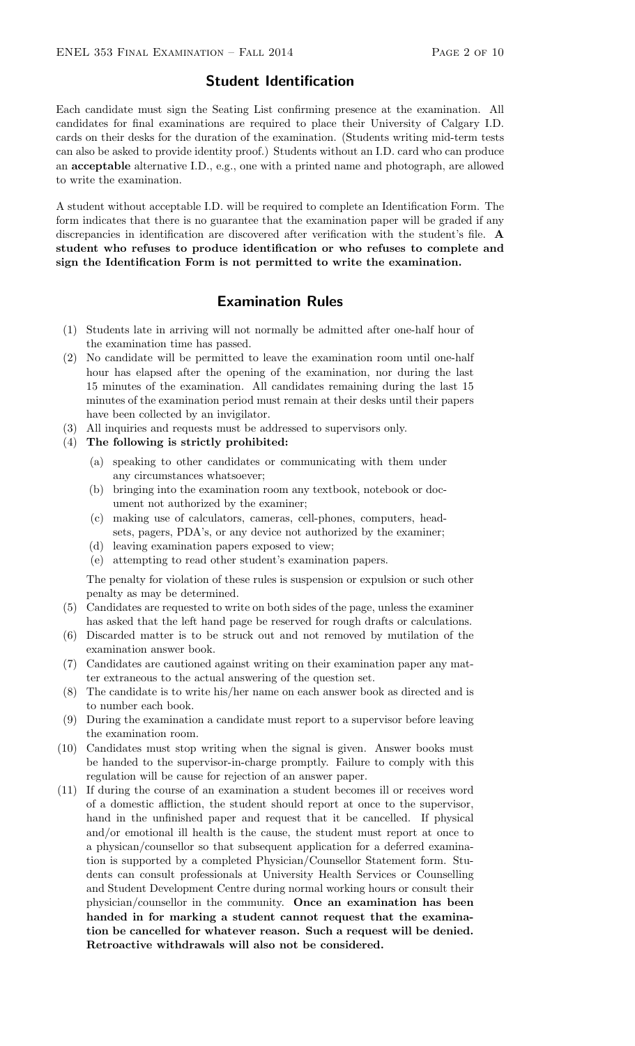## Student Identification

Each candidate must sign the Seating List confirming presence at the examination. All candidates for final examinations are required to place their University of Calgary I.D. cards on their desks for the duration of the examination. (Students writing mid-term tests can also be asked to provide identity proof.) Students without an I.D. card who can produce an **acceptable** alternative I.D., e.g., one with a printed name and photograph, are allowed to write the examination.

A student without acceptable I.D. will be required to complete an Identification Form. The form indicates that there is no guarantee that the examination paper will be graded if any discrepancies in identification are discovered after verification with the student's file. **A student who refuses to produce identification or who refuses to complete and sign the Identification Form is not permitted to write the examination.**

## Examination Rules

(1) Students late in arriving will not normally be admitted after one-half hour of the examination time has passed.

(2) No candidate will be permitted to leave the examination room until one-half hour has elapsed after the opening of the examination, nor during the last 15 minutes of the examination. All candidates remaining during the last 15 minutes of the examination period must remain at their desks until their papers have been collected by an invigilator.

(3) All inquiries and requests must be addressed to supervisors only.

(4) **The following is strictly prohibited:**

   (a) speaking to other candidates or communicating with them under any circumstances whatsoever;

   (b) bringing into the examination room any textbook, notebook or document not authorized by the examiner;

   (c) making use of calculators, cameras, cell-phones, computers, headsets, pagers, PDA's, or any device not authorized by the examiner;

   (d) leaving examination papers exposed to view;

   (e) attempting to read other student's examination papers.

   The penalty for violation of these rules is suspension or expulsion or such other penalty as may be determined.

(5) Candidates are requested to write on both sides of the page, unless the examiner has asked that the left hand page be reserved for rough drafts or calculations.

(6) Discarded matter is to be struck out and not removed by mutilation of the examination answer book.

(7) Candidates are cautioned against writing on their examination paper any matter extraneous to the actual answering of the question set.

(8) The candidate is to write his/her name on each answer book as directed and is to number each book.

(9) During the examination a candidate must report to a supervisor before leaving the examination room.

(10) Candidates must stop writing when the signal is given. Answer books must be handed to the supervisor-in-charge promptly. Failure to comply with this regulation will be cause for rejection of an answer paper.

(11) If during the course of an examination a student becomes ill or receives word of a domestic affliction, the student should report at once to the supervisor, hand in the unfinished paper and request that it be cancelled. If physical and/or emotional ill health is the cause, the student must report at once to a physican/counsellor so that subsequent application for a deferred examination is supported by a completed Physician/Counsellor Statement form. Students can consult professionals at University Health Services or Counselling and Student Development Centre during normal working hours or consult their physician/counsellor in the community. **Once an examination has been handed in for marking a student cannot request that the examination be cancelled for whatever reason. Such a request will be denied. Retroactive withdrawals will also not be considered.**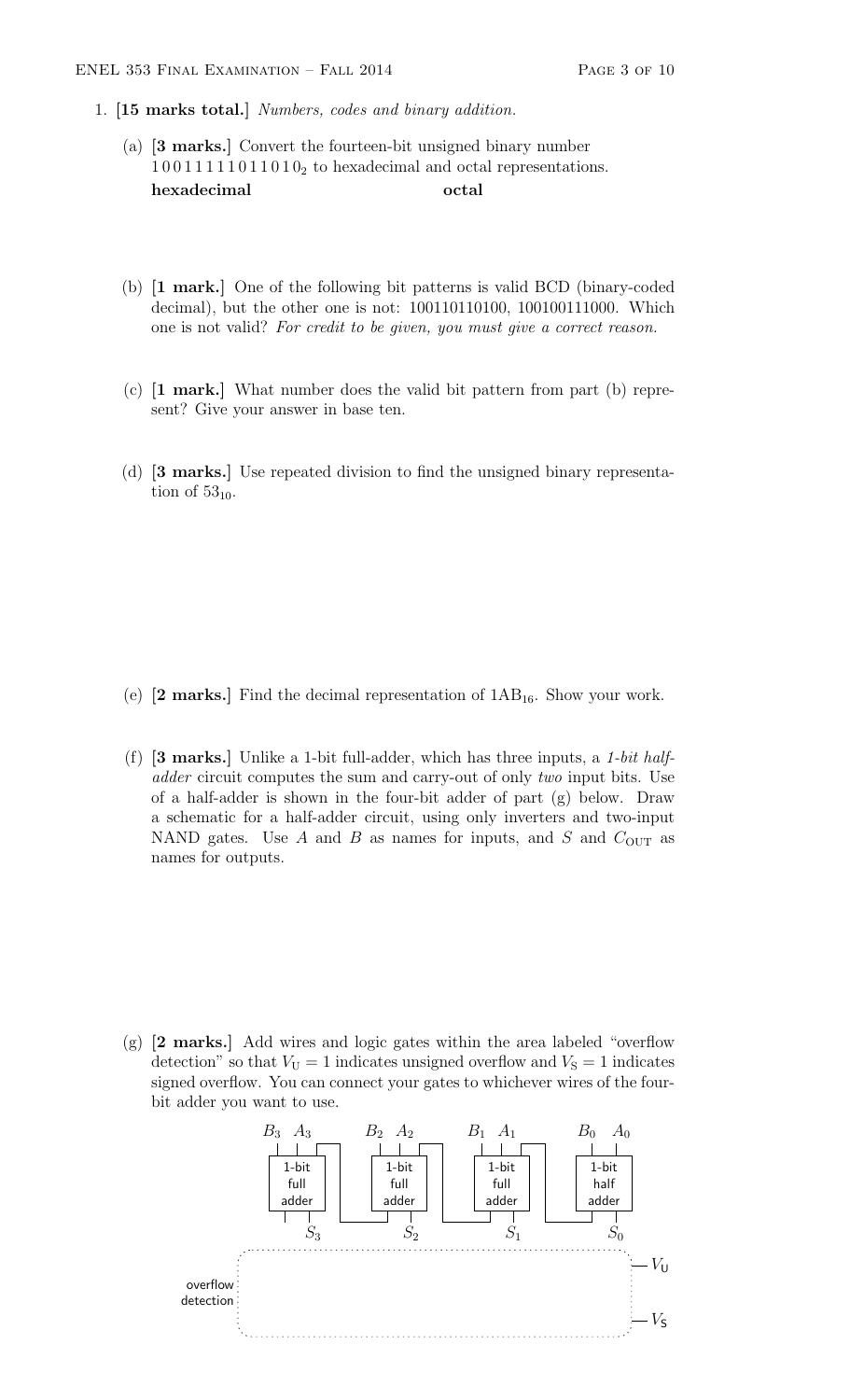1. **[15 marks total.]** *Numbers, codes and binary addition.*

   (a) **[3 marks.]** Convert the fourteen-bit unsigned binary number $10011111011010_2$ to hexadecimal and octal representations.

   **hexadecimal** **octal**

   (b) **[1 mark.]** One of the following bit patterns is valid BCD (binary-coded decimal), but the other one is not: 100110110100, 100100111000. Which one is not valid? *For credit to be given, you must give a correct reason.*

   (c) **[1 mark.]** What number does the valid bit pattern from part (b) represent? Give your answer in base ten.

   (d) **[3 marks.]** Use repeated division to find the unsigned binary representation of $53_{10}$.

   (e) **[2 marks.]** Find the decimal representation of $1AB_{16}$. Show your work.

   (f) **[3 marks.]** Unlike a 1-bit full-adder, which has three inputs, a *1-bit half-adder* circuit computes the sum and carry-out of only *two* input bits. Use of a half-adder is shown in the four-bit adder of part (g) below. Draw a schematic for a half-adder circuit, using only inverters and two-input NAND gates. Use $A$ and $B$ as names for inputs, and $S$ and $C_{\text{OUT}}$ as names for outputs.

   (g) **[2 marks.]** Add wires and logic gates within the area labeled "overflow detection" so that $V_U = 1$ indicates unsigned overflow and $V_S = 1$ indicates signed overflow. You can connect your gates to whichever wires of the four-bit adder you want to use.

   $B_3$ $A_3$ — 1-bit full adder — $S_3$; $B_2$ $A_2$ — 1-bit full adder — $S_2$; $B_1$ $A_1$ — 1-bit full adder — $S_1$; $B_0$ $A_0$ — 1-bit half adder — $S_0$

   overflow detection — $V_U$, $V_S$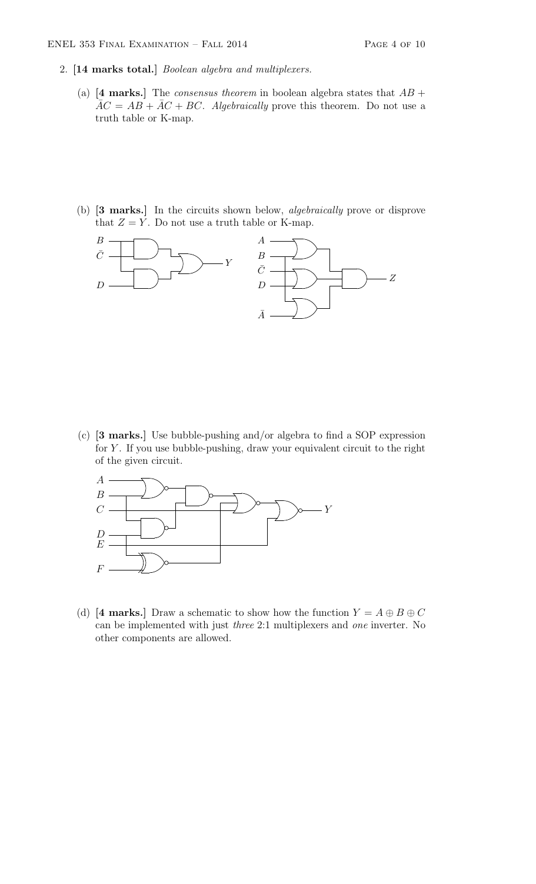2. **[14 marks total.]** *Boolean algebra and multiplexers.*

   (a) **[4 marks.]** The *consensus theorem* in boolean algebra states that $AB + \bar{A}C = AB + \bar{A}C + BC$. *Algebraically* prove this theorem. Do not use a truth table or K-map.

   (b) **[3 marks.]** In the circuits shown below, *algebraically* prove or disprove that $Z = Y$. Do not use a truth table or K-map.

   (c) **[3 marks.]** Use bubble-pushing and/or algebra to find a SOP expression for $Y$. If you use bubble-pushing, draw your equivalent circuit to the right of the given circuit.

   (d) **[4 marks.]** Draw a schematic to show how the function $Y = A \oplus B \oplus C$ can be implemented with just *three* 2:1 multiplexers and *one* inverter. No other components are allowed.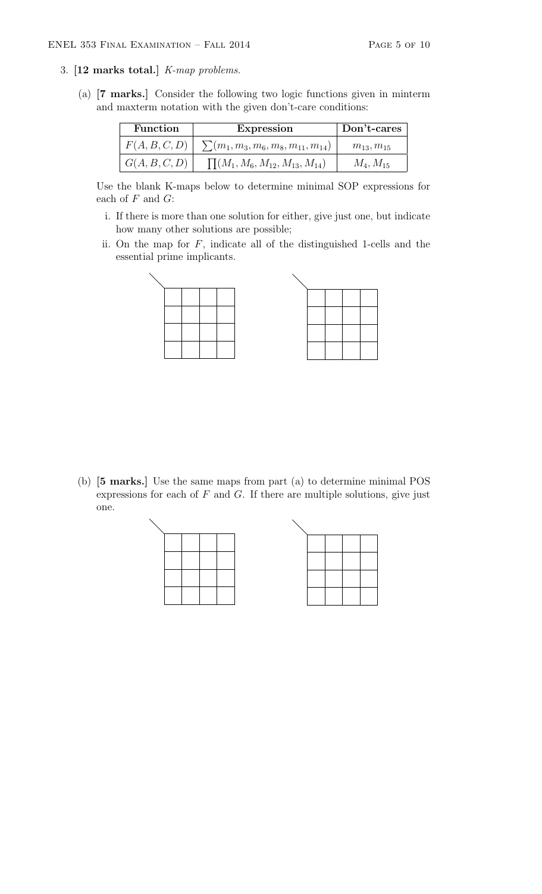3. **[12 marks total.]** *K-map problems.*

   (a) **[7 marks.]** Consider the following two logic functions given in minterm and maxterm notation with the given don't-care conditions:

| Function | Expression | Don't-cares |
| --- | --- | --- |
| $F(A, B, C, D)$ | $\sum(m_1, m_3, m_6, m_8, m_{11}, m_{14})$ | $m_{13}, m_{15}$ |
| $G(A, B, C, D)$ | $\prod(M_1, M_6, M_{12}, M_{13}, M_{14})$ | $M_4, M_{15}$ |

   Use the blank K-maps below to determine minimal SOP expressions for each of $F$ and $G$:

   i. If there is more than one solution for either, give just one, but indicate how many other solutions are possible;

   ii. On the map for $F$, indicate all of the distinguished 1-cells and the essential prime implicants.

| | | | |
| --- | --- | --- | --- |
| | | | |
| | | | |
| | | | |
| | | | |

| | | | |
| --- | --- | --- | --- |
| | | | |
| | | | |
| | | | |
| | | | |

   (b) **[5 marks.]** Use the same maps from part (a) to determine minimal POS expressions for each of $F$ and $G$. If there are multiple solutions, give just one.

| | | | |
| --- | --- | --- | --- |
| | | | |
| | | | |
| | | | |
| | | | |

| | | | |
| --- | --- | --- | --- |
| | | | |
| | | | |
| | | | |
| | | | |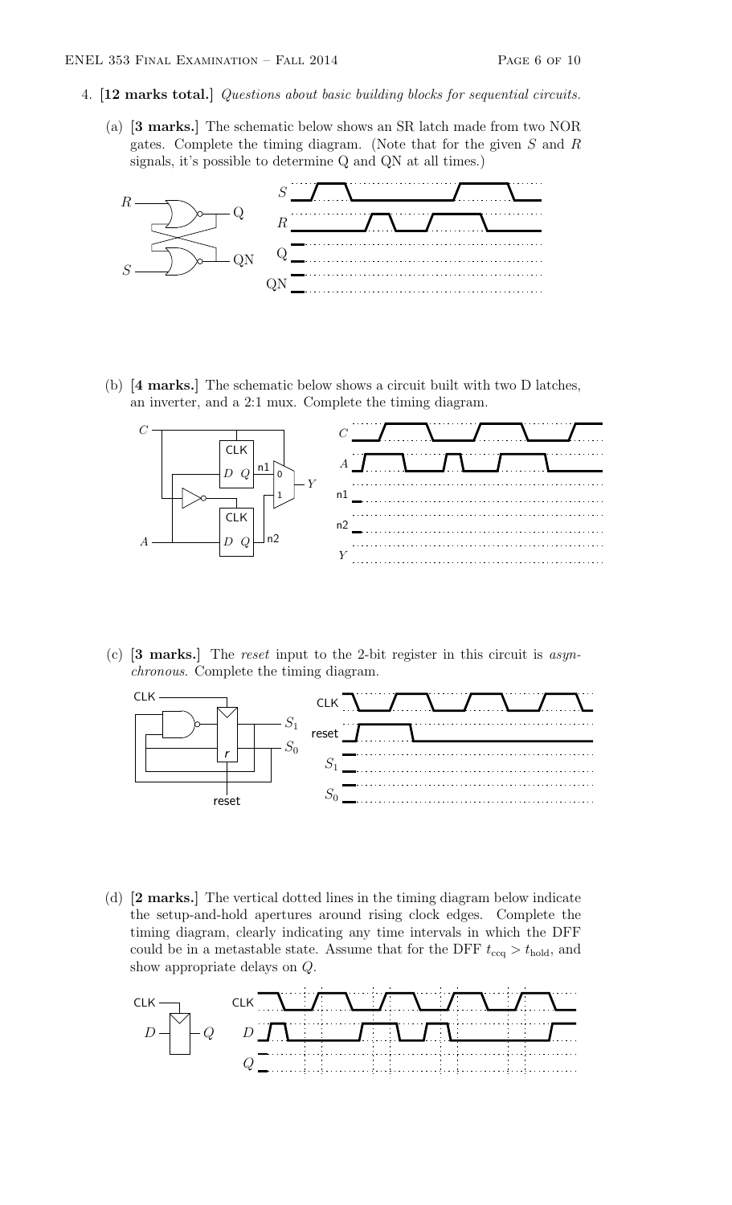4. **[12 marks total.]** *Questions about basic building blocks for sequential circuits.*

   (a) **[3 marks.]** The schematic below shows an SR latch made from two NOR gates. Complete the timing diagram. (Note that for the given $S$ and $R$ signals, it's possible to determine Q and QN at all times.)

   (b) **[4 marks.]** The schematic below shows a circuit built with two D latches, an inverter, and a 2:1 mux. Complete the timing diagram.

   (c) **[3 marks.]** The *reset* input to the 2-bit register in this circuit is *asynchronous*. Complete the timing diagram.

   (d) **[2 marks.]** The vertical dotted lines in the timing diagram below indicate the setup-and-hold apertures around rising clock edges. Complete the timing diagram, clearly indicating any time intervals in which the DFF could be in a metastable state. Assume that for the DFF $t_{ccq} > t_{hold}$, and show appropriate delays on $Q$.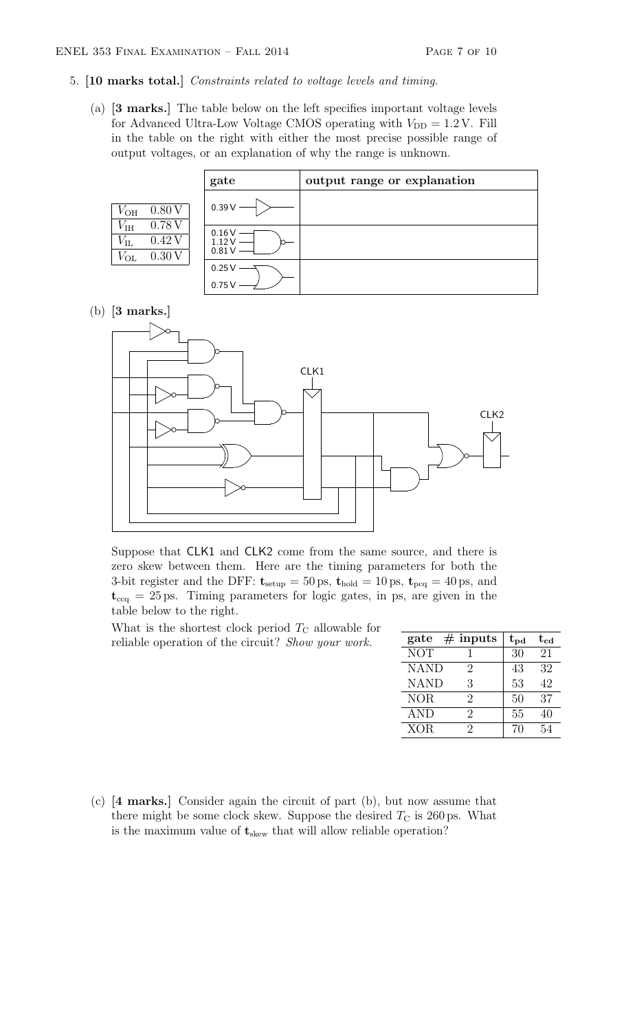5. **[10 marks total.]** *Constraints related to voltage levels and timing.*

   (a) **[3 marks.]** The table below on the left specifies important voltage levels for Advanced Ultra-Low Voltage CMOS operating with $V_{DD} = 1.2\,\text{V}$. Fill in the table on the right with either the most precise possible range of output voltages, or an explanation of why the range is unknown.

| | |
|---|---|
| $V_{OH}$ | 0.80 V |
| $V_{IH}$ | 0.78 V |
| $V_{IL}$ | 0.42 V |
| $V_{OL}$ | 0.30 V |

| gate | output range or explanation |
|---|---|
| 0.39 V → buffer | |
| 0.16 V, 1.12 V, 0.81 V → 3-input NAND | |
| 0.25 V, 0.75 V → 2-input OR | |

   (b) **[3 marks.]**

   Suppose that CLK1 and CLK2 come from the same source, and there is zero skew between them. Here are the timing parameters for both the 3-bit register and the DFF: $t_{setup} = 50\,\text{ps}$, $t_{hold} = 10\,\text{ps}$, $t_{pcq} = 40\,\text{ps}$, and $t_{ccq} = 25\,\text{ps}$. Timing parameters for logic gates, in ps, are given in the table below to the right.

   What is the shortest clock period $T_C$ allowable for reliable operation of the circuit? *Show your work.*

| gate | # inputs | $t_{pd}$ | $t_{cd}$ |
|---|---|---|---|
| NOT | 1 | 30 | 21 |
| NAND | 2 | 43 | 32 |
| NAND | 3 | 53 | 42 |
| NOR | 2 | 50 | 37 |
| AND | 2 | 55 | 40 |
| XOR | 2 | 70 | 54 |

   (c) **[4 marks.]** Consider again the circuit of part (b), but now assume that there might be some clock skew. Suppose the desired $T_C$ is 260 ps. What is the maximum value of $t_{skew}$ that will allow reliable operation?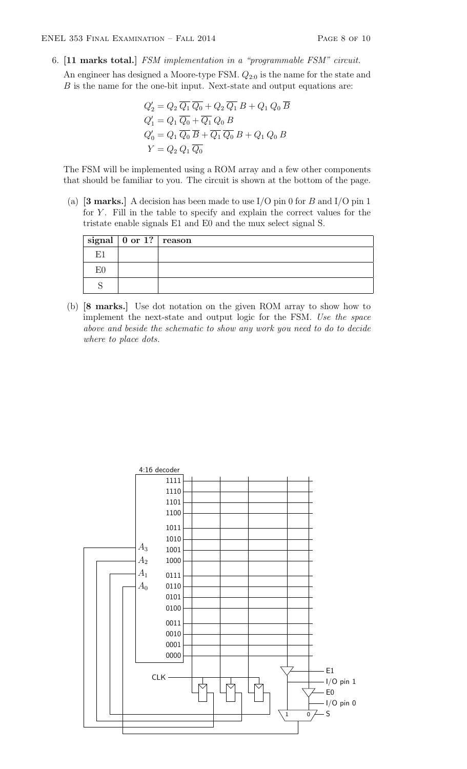6. **[11 marks total.]** *FSM implementation in a "programmable FSM" circuit.*

An engineer has designed a Moore-type FSM. $Q_{2:0}$ is the name for the state and $B$ is the name for the one-bit input. Next-state and output equations are:

$$Q_2' = Q_2\,\overline{Q_1}\,\overline{Q_0} + Q_2\,\overline{Q_1}\,B + Q_1\,Q_0\,\overline{B}$$
$$Q_1' = Q_1\,\overline{Q_0} + \overline{Q_1}\,Q_0\,B$$
$$Q_0' = Q_1\,\overline{Q_0}\,\overline{B} + \overline{Q_1}\,\overline{Q_0}\,B + Q_1\,Q_0\,B$$
$$Y = Q_2\,Q_1\,\overline{Q_0}$$

The FSM will be implemented using a ROM array and a few other components that should be familiar to you. The circuit is shown at the bottom of the page.

(a) **[3 marks.]** A decision has been made to use I/O pin 0 for $B$ and I/O pin 1 for $Y$. Fill in the table to specify and explain the correct values for the tristate enable signals E1 and E0 and the mux select signal S.

| signal | 0 or 1? | reason |
|---|---|---|
| E1 | | |
| E0 | | |
| S | | |

(b) **[8 marks.]** Use dot notation on the given ROM array to show how to implement the next-state and output logic for the FSM. *Use the space above and beside the schematic to show any work you need to do to decide where to place dots.*

4:16 decoder

1111, 1110, 1101, 1100, 1011, 1010, 1001, 1000, 0111, 0110, 0101, 0100, 0011, 0010, 0001, 0000

$A_3$, $A_2$, $A_1$, $A_0$

CLK

E1, I/O pin 1, E0, I/O pin 0, S

1, 0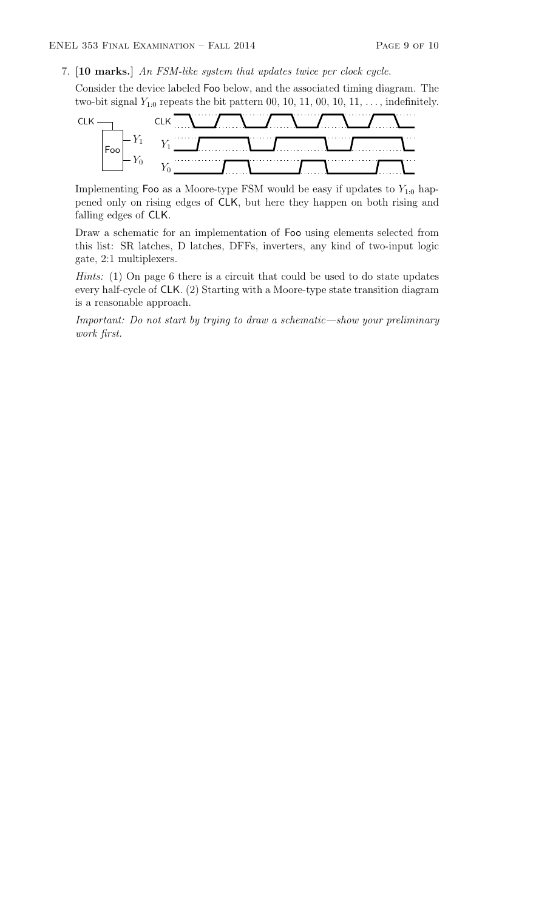7. **[10 marks.]** *An FSM-like system that updates twice per clock cycle.*

Consider the device labeled Foo below, and the associated timing diagram. The two-bit signal $Y_{1:0}$ repeats the bit pattern 00, 10, 11, 00, 10, 11, ..., indefinitely.

Implementing Foo as a Moore-type FSM would be easy if updates to $Y_{1:0}$ happened only on rising edges of CLK, but here they happen on both rising and falling edges of CLK.

Draw a schematic for an implementation of Foo using elements selected from this list: SR latches, D latches, DFFs, inverters, any kind of two-input logic gate, 2:1 multiplexers.

*Hints:* (1) On page 6 there is a circuit that could be used to do state updates every half-cycle of CLK. (2) Starting with a Moore-type state transition diagram is a reasonable approach.

*Important: Do not start by trying to draw a schematic—show your preliminary work first.*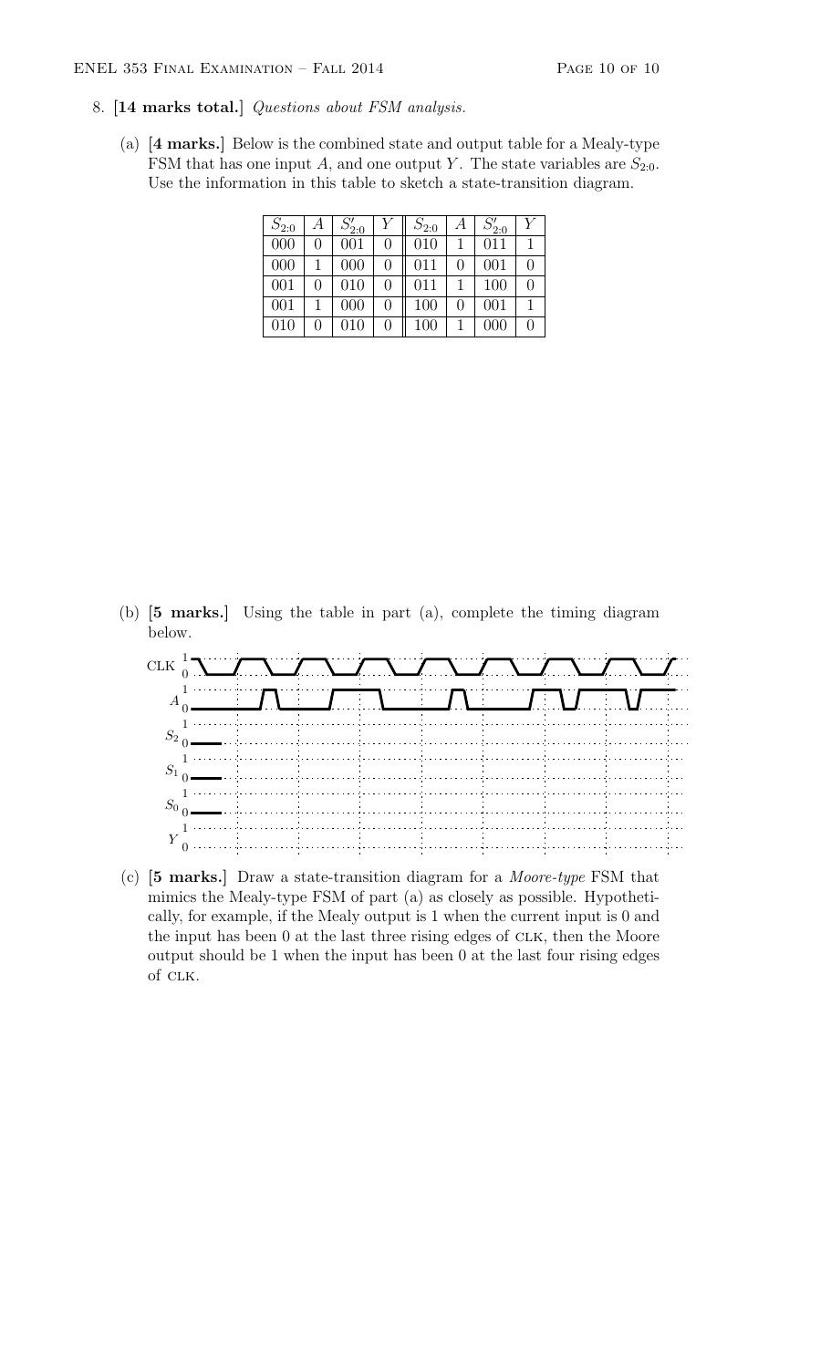8. **[14 marks total.]** *Questions about FSM analysis.*

   (a) **[4 marks.]** Below is the combined state and output table for a Mealy-type FSM that has one input $A$, and one output $Y$. The state variables are $S_{2:0}$. Use the information in this table to sketch a state-transition diagram.

| $S_{2:0}$ | $A$ | $S'_{2:0}$ | $Y$ | $S_{2:0}$ | $A$ | $S'_{2:0}$ | $Y$ |
|---|---|---|---|---|---|---|---|
| 000 | 0 | 001 | 0 | 010 | 1 | 011 | 1 |
| 000 | 1 | 000 | 0 | 011 | 0 | 001 | 0 |
| 001 | 0 | 010 | 0 | 011 | 1 | 100 | 0 |
| 001 | 1 | 000 | 0 | 100 | 0 | 001 | 1 |
| 010 | 0 | 010 | 0 | 100 | 1 | 000 | 0 |

   (b) **[5 marks.]** Using the table in part (a), complete the timing diagram below.

CLK 1 0
$A$ 1 0
$S_2$ 1 0
$S_1$ 1 0
$S_0$ 1 0
$Y$ 1 0

   (c) **[5 marks.]** Draw a state-transition diagram for a *Moore-type* FSM that mimics the Mealy-type FSM of part (a) as closely as possible. Hypothetically, for example, if the Mealy output is 1 when the current input is 0 and the input has been 0 at the last three rising edges of CLK, then the Moore output should be 1 when the input has been 0 at the last four rising edges of CLK.